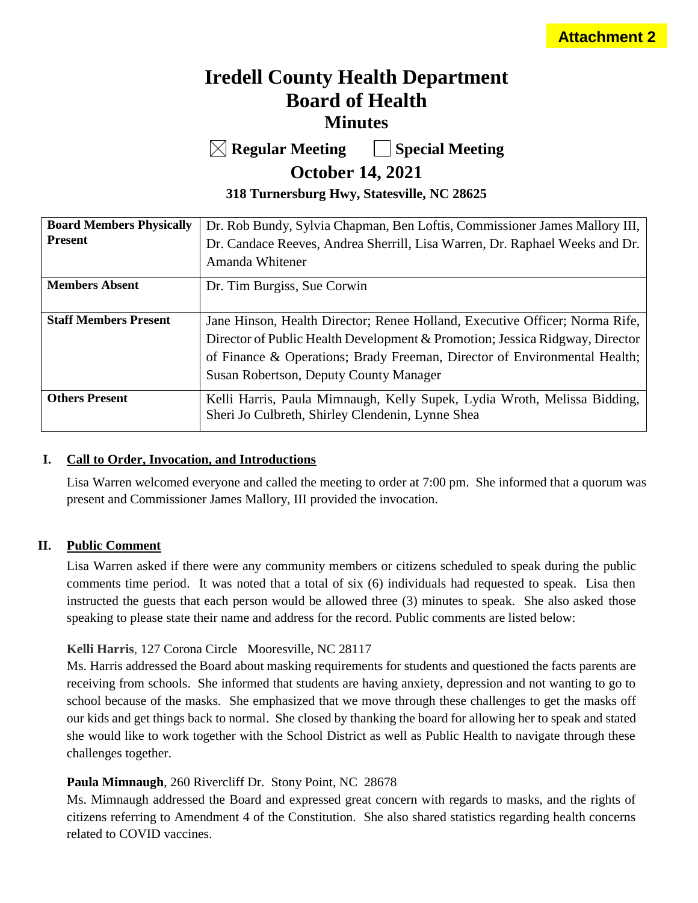**Attachment 2**

# Iredell County Health Department
# Board of Health
## Minutes

☒ **Regular Meeting** ☐ **Special Meeting**

## October 14, 2021

**318 Turnersburg Hwy, Statesville, NC 28625**

| | |
|---|---|
| **Board Members Physically Present** | Dr. Rob Bundy, Sylvia Chapman, Ben Loftis, Commissioner James Mallory III, Dr. Candace Reeves, Andrea Sherrill, Lisa Warren, Dr. Raphael Weeks and Dr. Amanda Whitener |
| **Members Absent** | Dr. Tim Burgiss, Sue Corwin |
| **Staff Members Present** | Jane Hinson, Health Director; Renee Holland, Executive Officer; Norma Rife, Director of Public Health Development & Promotion; Jessica Ridgway, Director of Finance & Operations; Brady Freeman, Director of Environmental Health; Susan Robertson, Deputy County Manager |
| **Others Present** | Kelli Harris, Paula Mimnaugh, Kelly Supek, Lydia Wroth, Melissa Bidding, Sheri Jo Culbreth, Shirley Clendenin, Lynne Shea |

### I. Call to Order, Invocation, and Introductions

Lisa Warren welcomed everyone and called the meeting to order at 7:00 pm. She informed that a quorum was present and Commissioner James Mallory, III provided the invocation.

### II. Public Comment

Lisa Warren asked if there were any community members or citizens scheduled to speak during the public comments time period. It was noted that a total of six (6) individuals had requested to speak. Lisa then instructed the guests that each person would be allowed three (3) minutes to speak. She also asked those speaking to please state their name and address for the record. Public comments are listed below:

**Kelli Harris**, 127 Corona Circle Mooresville, NC 28117
Ms. Harris addressed the Board about masking requirements for students and questioned the facts parents are receiving from schools. She informed that students are having anxiety, depression and not wanting to go to school because of the masks. She emphasized that we move through these challenges to get the masks off our kids and get things back to normal. She closed by thanking the board for allowing her to speak and stated she would like to work together with the School District as well as Public Health to navigate through these challenges together.

**Paula Mimnaugh**, 260 Rivercliff Dr. Stony Point, NC 28678
Ms. Mimnaugh addressed the Board and expressed great concern with regards to masks, and the rights of citizens referring to Amendment 4 of the Constitution. She also shared statistics regarding health concerns related to COVID vaccines.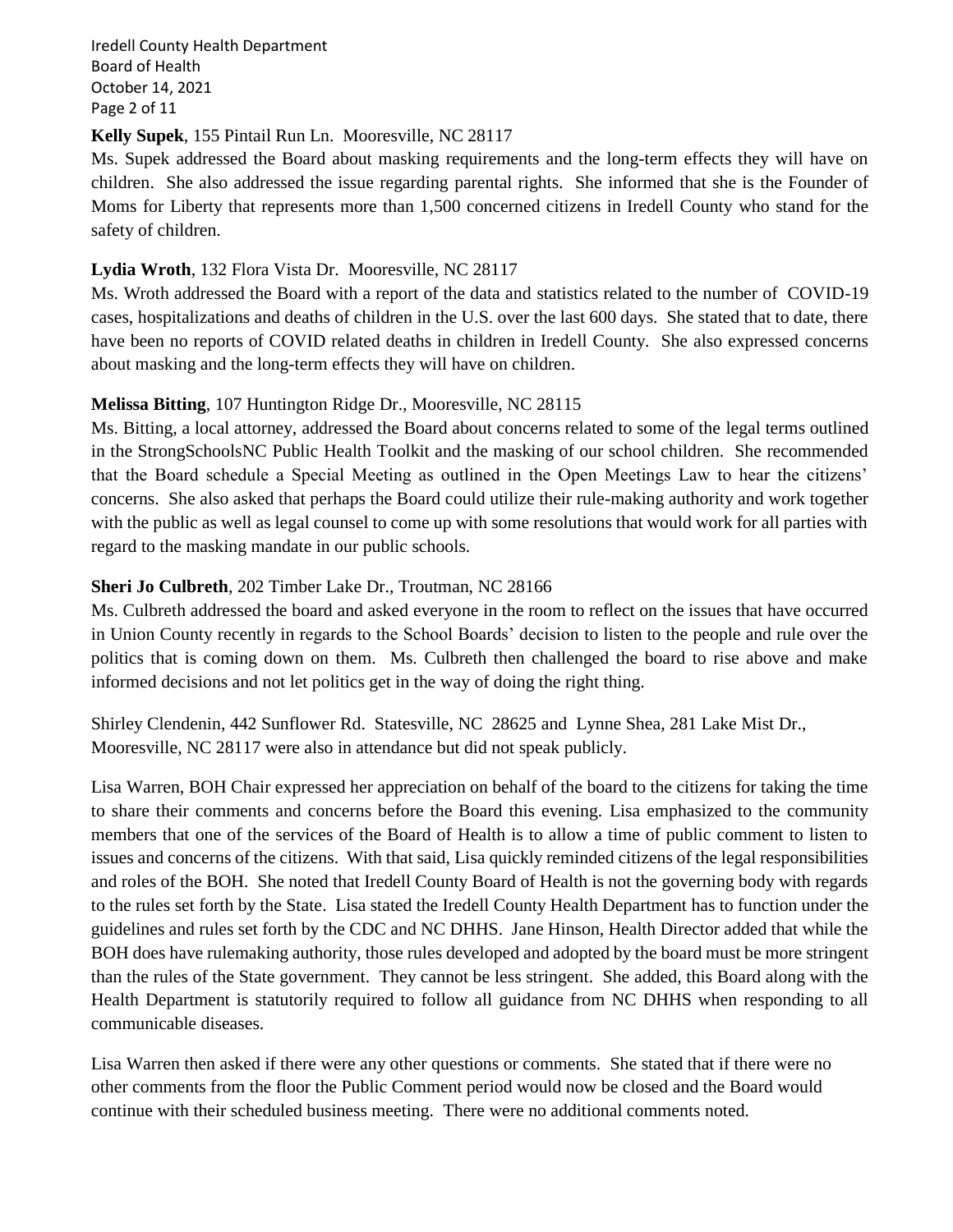**Kelly Supek**, 155 Pintail Run Ln. Mooresville, NC 28117

Ms. Supek addressed the Board about masking requirements and the long-term effects they will have on children. She also addressed the issue regarding parental rights. She informed that she is the Founder of Moms for Liberty that represents more than 1,500 concerned citizens in Iredell County who stand for the safety of children.

**Lydia Wroth**, 132 Flora Vista Dr. Mooresville, NC 28117

Ms. Wroth addressed the Board with a report of the data and statistics related to the number of COVID-19 cases, hospitalizations and deaths of children in the U.S. over the last 600 days. She stated that to date, there have been no reports of COVID related deaths in children in Iredell County. She also expressed concerns about masking and the long-term effects they will have on children.

**Melissa Bitting**, 107 Huntington Ridge Dr., Mooresville, NC 28115

Ms. Bitting, a local attorney, addressed the Board about concerns related to some of the legal terms outlined in the StrongSchoolsNC Public Health Toolkit and the masking of our school children. She recommended that the Board schedule a Special Meeting as outlined in the Open Meetings Law to hear the citizens' concerns. She also asked that perhaps the Board could utilize their rule-making authority and work together with the public as well as legal counsel to come up with some resolutions that would work for all parties with regard to the masking mandate in our public schools.

**Sheri Jo Culbreth**, 202 Timber Lake Dr., Troutman, NC 28166

Ms. Culbreth addressed the board and asked everyone in the room to reflect on the issues that have occurred in Union County recently in regards to the School Boards' decision to listen to the people and rule over the politics that is coming down on them. Ms. Culbreth then challenged the board to rise above and make informed decisions and not let politics get in the way of doing the right thing.

Shirley Clendenin, 442 Sunflower Rd. Statesville, NC 28625 and Lynne Shea, 281 Lake Mist Dr., Mooresville, NC 28117 were also in attendance but did not speak publicly.

Lisa Warren, BOH Chair expressed her appreciation on behalf of the board to the citizens for taking the time to share their comments and concerns before the Board this evening. Lisa emphasized to the community members that one of the services of the Board of Health is to allow a time of public comment to listen to issues and concerns of the citizens. With that said, Lisa quickly reminded citizens of the legal responsibilities and roles of the BOH. She noted that Iredell County Board of Health is not the governing body with regards to the rules set forth by the State. Lisa stated the Iredell County Health Department has to function under the guidelines and rules set forth by the CDC and NC DHHS. Jane Hinson, Health Director added that while the BOH does have rulemaking authority, those rules developed and adopted by the board must be more stringent than the rules of the State government. They cannot be less stringent. She added, this Board along with the Health Department is statutorily required to follow all guidance from NC DHHS when responding to all communicable diseases.

Lisa Warren then asked if there were any other questions or comments. She stated that if there were no other comments from the floor the Public Comment period would now be closed and the Board would continue with their scheduled business meeting. There were no additional comments noted.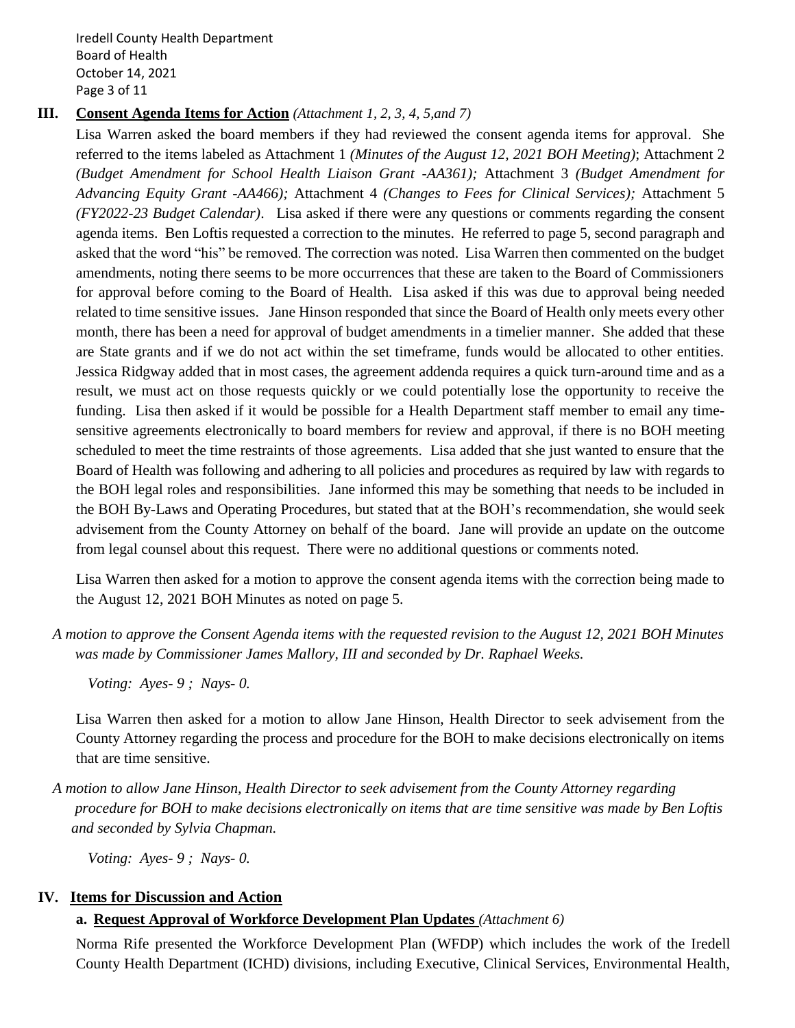## III. **Consent Agenda Items for Action** *(Attachment 1, 2, 3, 4, 5,and 7)*

Lisa Warren asked the board members if they had reviewed the consent agenda items for approval. She referred to the items labeled as Attachment 1 *(Minutes of the August 12, 2021 BOH Meeting)*; Attachment 2 *(Budget Amendment for School Health Liaison Grant -AA361);* Attachment 3 *(Budget Amendment for Advancing Equity Grant -AA466);* Attachment 4 *(Changes to Fees for Clinical Services);* Attachment 5 *(FY2022-23 Budget Calendar)*. Lisa asked if there were any questions or comments regarding the consent agenda items. Ben Loftis requested a correction to the minutes. He referred to page 5, second paragraph and asked that the word "his" be removed. The correction was noted. Lisa Warren then commented on the budget amendments, noting there seems to be more occurrences that these are taken to the Board of Commissioners for approval before coming to the Board of Health. Lisa asked if this was due to approval being needed related to time sensitive issues. Jane Hinson responded that since the Board of Health only meets every other month, there has been a need for approval of budget amendments in a timelier manner. She added that these are State grants and if we do not act within the set timeframe, funds would be allocated to other entities. Jessica Ridgway added that in most cases, the agreement addenda requires a quick turn-around time and as a result, we must act on those requests quickly or we could potentially lose the opportunity to receive the funding. Lisa then asked if it would be possible for a Health Department staff member to email any time-sensitive agreements electronically to board members for review and approval, if there is no BOH meeting scheduled to meet the time restraints of those agreements. Lisa added that she just wanted to ensure that the Board of Health was following and adhering to all policies and procedures as required by law with regards to the BOH legal roles and responsibilities. Jane informed this may be something that needs to be included in the BOH By-Laws and Operating Procedures, but stated that at the BOH's recommendation, she would seek advisement from the County Attorney on behalf of the board. Jane will provide an update on the outcome from legal counsel about this request. There were no additional questions or comments noted.

Lisa Warren then asked for a motion to approve the consent agenda items with the correction being made to the August 12, 2021 BOH Minutes as noted on page 5.

*A motion to approve the Consent Agenda items with the requested revision to the August 12, 2021 BOH Minutes was made by Commissioner James Mallory, III and seconded by Dr. Raphael Weeks.*

*Voting: Ayes- 9 ; Nays- 0.*

Lisa Warren then asked for a motion to allow Jane Hinson, Health Director to seek advisement from the County Attorney regarding the process and procedure for the BOH to make decisions electronically on items that are time sensitive.

*A motion to allow Jane Hinson, Health Director to seek advisement from the County Attorney regarding procedure for BOH to make decisions electronically on items that are time sensitive was made by Ben Loftis and seconded by Sylvia Chapman.*

*Voting: Ayes- 9 ; Nays- 0.*

## IV. **Items for Discussion and Action**

### a. **Request Approval of Workforce Development Plan Updates** *(Attachment 6)*

Norma Rife presented the Workforce Development Plan (WFDP) which includes the work of the Iredell County Health Department (ICHD) divisions, including Executive, Clinical Services, Environmental Health,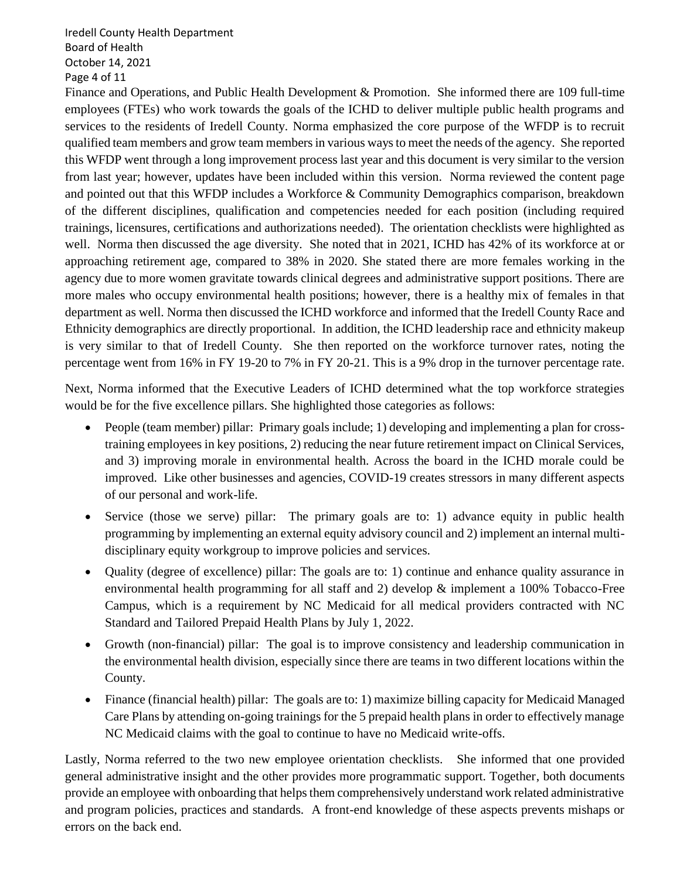Finance and Operations, and Public Health Development & Promotion. She informed there are 109 full-time employees (FTEs) who work towards the goals of the ICHD to deliver multiple public health programs and services to the residents of Iredell County. Norma emphasized the core purpose of the WFDP is to recruit qualified team members and grow team members in various ways to meet the needs of the agency. She reported this WFDP went through a long improvement process last year and this document is very similar to the version from last year; however, updates have been included within this version. Norma reviewed the content page and pointed out that this WFDP includes a Workforce & Community Demographics comparison, breakdown of the different disciplines, qualification and competencies needed for each position (including required trainings, licensures, certifications and authorizations needed). The orientation checklists were highlighted as well. Norma then discussed the age diversity. She noted that in 2021, ICHD has 42% of its workforce at or approaching retirement age, compared to 38% in 2020. She stated there are more females working in the agency due to more women gravitate towards clinical degrees and administrative support positions. There are more males who occupy environmental health positions; however, there is a healthy mix of females in that department as well. Norma then discussed the ICHD workforce and informed that the Iredell County Race and Ethnicity demographics are directly proportional. In addition, the ICHD leadership race and ethnicity makeup is very similar to that of Iredell County. She then reported on the workforce turnover rates, noting the percentage went from 16% in FY 19-20 to 7% in FY 20-21. This is a 9% drop in the turnover percentage rate.

Next, Norma informed that the Executive Leaders of ICHD determined what the top workforce strategies would be for the five excellence pillars. She highlighted those categories as follows:

- People (team member) pillar: Primary goals include; 1) developing and implementing a plan for cross-training employees in key positions, 2) reducing the near future retirement impact on Clinical Services, and 3) improving morale in environmental health. Across the board in the ICHD morale could be improved. Like other businesses and agencies, COVID-19 creates stressors in many different aspects of our personal and work-life.
- Service (those we serve) pillar: The primary goals are to: 1) advance equity in public health programming by implementing an external equity advisory council and 2) implement an internal multi-disciplinary equity workgroup to improve policies and services.
- Quality (degree of excellence) pillar: The goals are to: 1) continue and enhance quality assurance in environmental health programming for all staff and 2) develop & implement a 100% Tobacco-Free Campus, which is a requirement by NC Medicaid for all medical providers contracted with NC Standard and Tailored Prepaid Health Plans by July 1, 2022.
- Growth (non-financial) pillar: The goal is to improve consistency and leadership communication in the environmental health division, especially since there are teams in two different locations within the County.
- Finance (financial health) pillar: The goals are to: 1) maximize billing capacity for Medicaid Managed Care Plans by attending on-going trainings for the 5 prepaid health plans in order to effectively manage NC Medicaid claims with the goal to continue to have no Medicaid write-offs.

Lastly, Norma referred to the two new employee orientation checklists. She informed that one provided general administrative insight and the other provides more programmatic support. Together, both documents provide an employee with onboarding that helps them comprehensively understand work related administrative and program policies, practices and standards. A front-end knowledge of these aspects prevents mishaps or errors on the back end.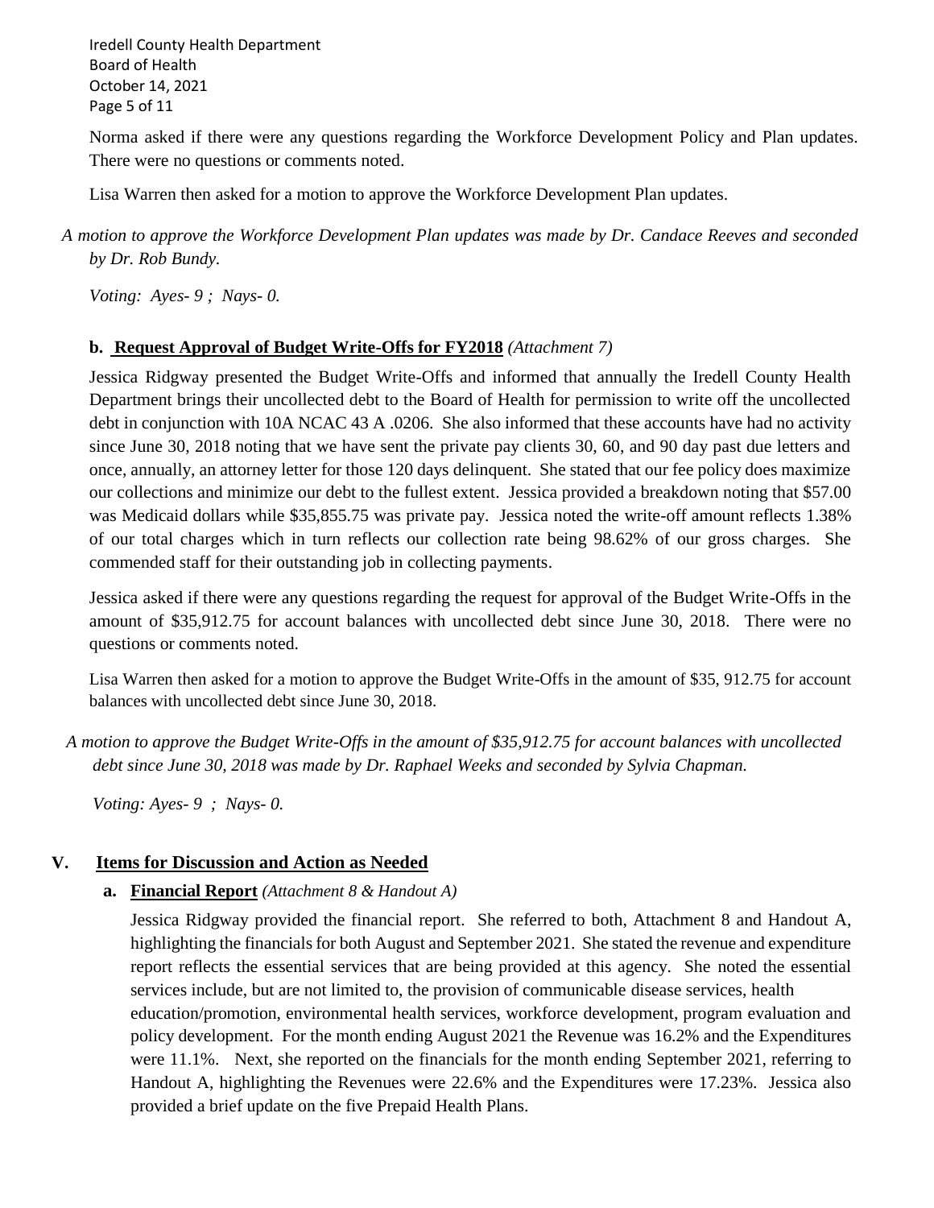Norma asked if there were any questions regarding the Workforce Development Policy and Plan updates. There were no questions or comments noted.

Lisa Warren then asked for a motion to approve the Workforce Development Plan updates.

*A motion to approve the Workforce Development Plan updates was made by Dr. Candace Reeves and seconded by Dr. Rob Bundy.*

*Voting: Ayes- 9 ; Nays- 0.*

**b. Request Approval of Budget Write-Offs for FY2018** *(Attachment 7)*

Jessica Ridgway presented the Budget Write-Offs and informed that annually the Iredell County Health Department brings their uncollected debt to the Board of Health for permission to write off the uncollected debt in conjunction with 10A NCAC 43 A .0206. She also informed that these accounts have had no activity since June 30, 2018 noting that we have sent the private pay clients 30, 60, and 90 day past due letters and once, annually, an attorney letter for those 120 days delinquent. She stated that our fee policy does maximize our collections and minimize our debt to the fullest extent. Jessica provided a breakdown noting that $57.00 was Medicaid dollars while $35,855.75 was private pay. Jessica noted the write-off amount reflects 1.38% of our total charges which in turn reflects our collection rate being 98.62% of our gross charges. She commended staff for their outstanding job in collecting payments.

Jessica asked if there were any questions regarding the request for approval of the Budget Write-Offs in the amount of $35,912.75 for account balances with uncollected debt since June 30, 2018. There were no questions or comments noted.

Lisa Warren then asked for a motion to approve the Budget Write-Offs in the amount of $35, 912.75 for account balances with uncollected debt since June 30, 2018.

*A motion to approve the Budget Write-Offs in the amount of $35,912.75 for account balances with uncollected debt since June 30, 2018 was made by Dr. Raphael Weeks and seconded by Sylvia Chapman.*

*Voting: Ayes- 9 ; Nays- 0.*

## V. Items for Discussion and Action as Needed

**a. Financial Report** *(Attachment 8 & Handout A)*

Jessica Ridgway provided the financial report. She referred to both, Attachment 8 and Handout A, highlighting the financials for both August and September 2021. She stated the revenue and expenditure report reflects the essential services that are being provided at this agency. She noted the essential services include, but are not limited to, the provision of communicable disease services, health education/promotion, environmental health services, workforce development, program evaluation and policy development. For the month ending August 2021 the Revenue was 16.2% and the Expenditures were 11.1%. Next, she reported on the financials for the month ending September 2021, referring to Handout A, highlighting the Revenues were 22.6% and the Expenditures were 17.23%. Jessica also provided a brief update on the five Prepaid Health Plans.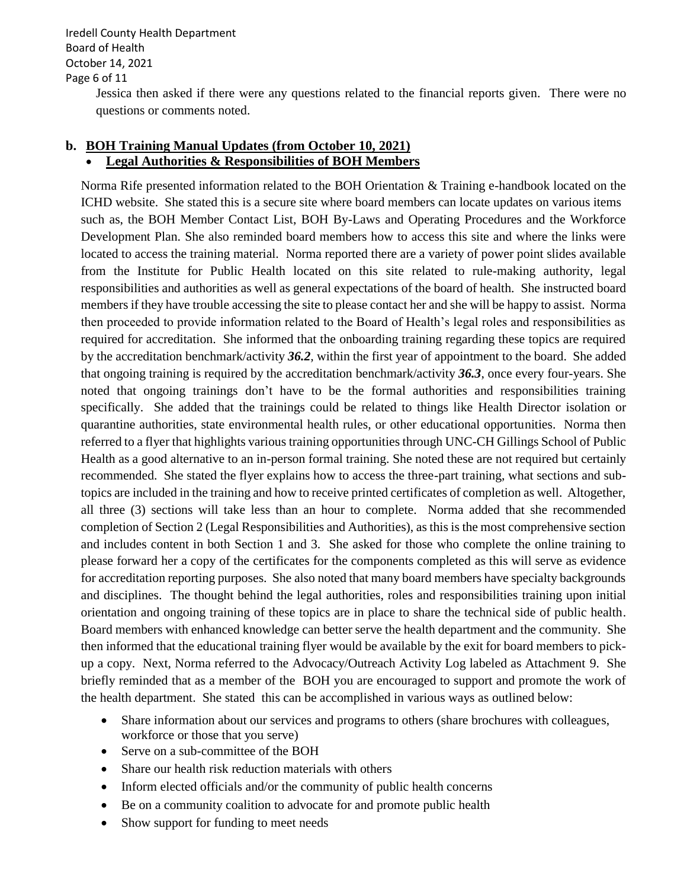Jessica then asked if there were any questions related to the financial reports given. There were no questions or comments noted.

**b. BOH Training Manual Updates (from October 10, 2021)**

- **Legal Authorities & Responsibilities of BOH Members**

Norma Rife presented information related to the BOH Orientation & Training e-handbook located on the ICHD website. She stated this is a secure site where board members can locate updates on various items such as, the BOH Member Contact List, BOH By-Laws and Operating Procedures and the Workforce Development Plan. She also reminded board members how to access this site and where the links were located to access the training material. Norma reported there are a variety of power point slides available from the Institute for Public Health located on this site related to rule-making authority, legal responsibilities and authorities as well as general expectations of the board of health. She instructed board members if they have trouble accessing the site to please contact her and she will be happy to assist. Norma then proceeded to provide information related to the Board of Health's legal roles and responsibilities as required for accreditation. She informed that the onboarding training regarding these topics are required by the accreditation benchmark/activity ***36.2***, within the first year of appointment to the board. She added that ongoing training is required by the accreditation benchmark/activity ***36.3***, once every four-years. She noted that ongoing trainings don't have to be the formal authorities and responsibilities training specifically. She added that the trainings could be related to things like Health Director isolation or quarantine authorities, state environmental health rules, or other educational opportunities. Norma then referred to a flyer that highlights various training opportunities through UNC-CH Gillings School of Public Health as a good alternative to an in-person formal training. She noted these are not required but certainly recommended. She stated the flyer explains how to access the three-part training, what sections and sub-topics are included in the training and how to receive printed certificates of completion as well. Altogether, all three (3) sections will take less than an hour to complete. Norma added that she recommended completion of Section 2 (Legal Responsibilities and Authorities), as this is the most comprehensive section and includes content in both Section 1 and 3. She asked for those who complete the online training to please forward her a copy of the certificates for the components completed as this will serve as evidence for accreditation reporting purposes. She also noted that many board members have specialty backgrounds and disciplines. The thought behind the legal authorities, roles and responsibilities training upon initial orientation and ongoing training of these topics are in place to share the technical side of public health. Board members with enhanced knowledge can better serve the health department and the community. She then informed that the educational training flyer would be available by the exit for board members to pick-up a copy. Next, Norma referred to the Advocacy/Outreach Activity Log labeled as Attachment 9. She briefly reminded that as a member of the BOH you are encouraged to support and promote the work of the health department. She stated this can be accomplished in various ways as outlined below:

- Share information about our services and programs to others (share brochures with colleagues, workforce or those that you serve)
- Serve on a sub-committee of the BOH
- Share our health risk reduction materials with others
- Inform elected officials and/or the community of public health concerns
- Be on a community coalition to advocate for and promote public health
- Show support for funding to meet needs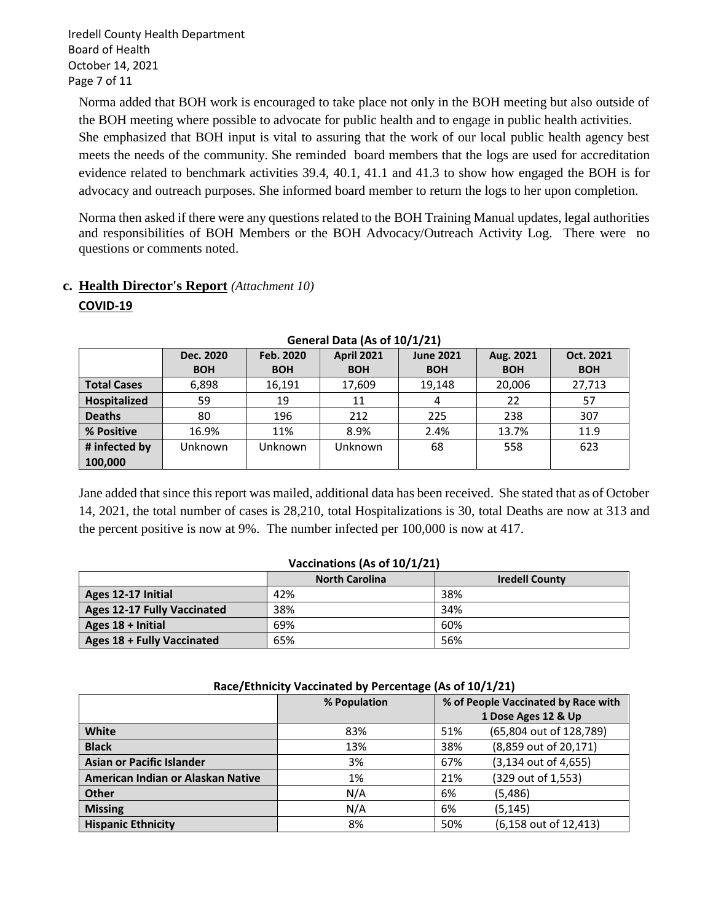Norma added that BOH work is encouraged to take place not only in the BOH meeting but also outside of the BOH meeting where possible to advocate for public health and to engage in public health activities. She emphasized that BOH input is vital to assuring that the work of our local public health agency best meets the needs of the community. She reminded board members that the logs are used for accreditation evidence related to benchmark activities 39.4, 40.1, 41.1 and 41.3 to show how engaged the BOH is for advocacy and outreach purposes. She informed board member to return the logs to her upon completion.

Norma then asked if there were any questions related to the BOH Training Manual updates, legal authorities and responsibilities of BOH Members or the BOH Advocacy/Outreach Activity Log. There were no questions or comments noted.

**c. Health Director's Report** *(Attachment 10)*

**COVID-19**

**General Data (As of 10/1/21)**

| | Dec. 2020 BOH | Feb. 2020 BOH | April 2021 BOH | June 2021 BOH | Aug. 2021 BOH | Oct. 2021 BOH |
|---|---|---|---|---|---|---|
| **Total Cases** | 6,898 | 16,191 | 17,609 | 19,148 | 20,006 | 27,713 |
| **Hospitalized** | 59 | 19 | 11 | 4 | 22 | 57 |
| **Deaths** | 80 | 196 | 212 | 225 | 238 | 307 |
| **% Positive** | 16.9% | 11% | 8.9% | 2.4% | 13.7% | 11.9 |
| **# infected by 100,000** | Unknown | Unknown | Unknown | 68 | 558 | 623 |

Jane added that since this report was mailed, additional data has been received. She stated that as of October 14, 2021, the total number of cases is 28,210, total Hospitalizations is 30, total Deaths are now at 313 and the percent positive is now at 9%. The number infected per 100,000 is now at 417.

**Vaccinations (As of 10/1/21)**

| | North Carolina | Iredell County |
|---|---|---|
| **Ages 12-17 Initial** | 42% | 38% |
| **Ages 12-17 Fully Vaccinated** | 38% | 34% |
| **Ages 18 + Initial** | 69% | 60% |
| **Ages 18 + Fully Vaccinated** | 65% | 56% |

**Race/Ethnicity Vaccinated by Percentage (As of 10/1/21)**

| | % Population | % of People Vaccinated by Race with 1 Dose Ages 12 & Up |
|---|---|---|
| **White** | 83% | 51% (65,804 out of 128,789) |
| **Black** | 13% | 38% (8,859 out of 20,171) |
| **Asian or Pacific Islander** | 3% | 67% (3,134 out of 4,655) |
| **American Indian or Alaskan Native** | 1% | 21% (329 out of 1,553) |
| **Other** | N/A | 6% (5,486) |
| **Missing** | N/A | 6% (5,145) |
| **Hispanic Ethnicity** | 8% | 50% (6,158 out of 12,413) |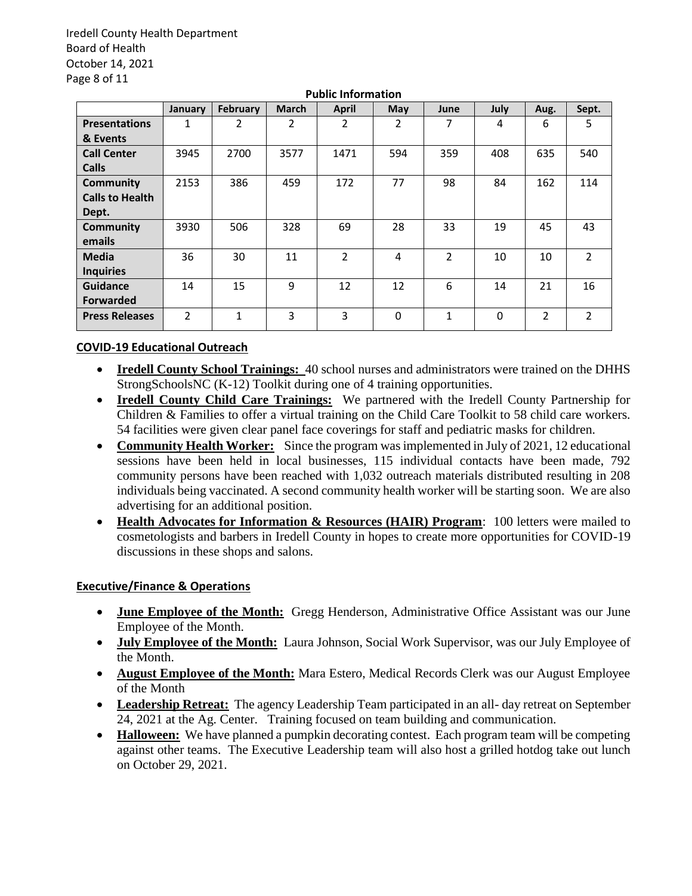**Public Information**

| | January | February | March | April | May | June | July | Aug. | Sept. |
|---|---|---|---|---|---|---|---|---|---|
| **Presentations & Events** | 1 | 2 | 2 | 2 | 2 | 7 | 4 | 6 | 5 |
| **Call Center Calls** | 3945 | 2700 | 3577 | 1471 | 594 | 359 | 408 | 635 | 540 |
| **Community Calls to Health Dept.** | 2153 | 386 | 459 | 172 | 77 | 98 | 84 | 162 | 114 |
| **Community emails** | 3930 | 506 | 328 | 69 | 28 | 33 | 19 | 45 | 43 |
| **Media Inquiries** | 36 | 30 | 11 | 2 | 4 | 2 | 10 | 10 | 2 |
| **Guidance Forwarded** | 14 | 15 | 9 | 12 | 12 | 6 | 14 | 21 | 16 |
| **Press Releases** | 2 | 1 | 3 | 3 | 0 | 1 | 0 | 2 | 2 |

**COVID-19 Educational Outreach**

- **Iredell County School Trainings:** 40 school nurses and administrators were trained on the DHHS StrongSchoolsNC (K-12) Toolkit during one of 4 training opportunities.
- **Iredell County Child Care Trainings:** We partnered with the Iredell County Partnership for Children & Families to offer a virtual training on the Child Care Toolkit to 58 child care workers. 54 facilities were given clear panel face coverings for staff and pediatric masks for children.
- **Community Health Worker:** Since the program was implemented in July of 2021, 12 educational sessions have been held in local businesses, 115 individual contacts have been made, 792 community persons have been reached with 1,032 outreach materials distributed resulting in 208 individuals being vaccinated. A second community health worker will be starting soon. We are also advertising for an additional position.
- **Health Advocates for Information & Resources (HAIR) Program**: 100 letters were mailed to cosmetologists and barbers in Iredell County in hopes to create more opportunities for COVID-19 discussions in these shops and salons.

**Executive/Finance & Operations**

- **June Employee of the Month:** Gregg Henderson, Administrative Office Assistant was our June Employee of the Month.
- **July Employee of the Month:** Laura Johnson, Social Work Supervisor, was our July Employee of the Month.
- **August Employee of the Month:** Mara Estero, Medical Records Clerk was our August Employee of the Month
- **Leadership Retreat:** The agency Leadership Team participated in an all- day retreat on September 24, 2021 at the Ag. Center. Training focused on team building and communication.
- **Halloween:** We have planned a pumpkin decorating contest. Each program team will be competing against other teams. The Executive Leadership team will also host a grilled hotdog take out lunch on October 29, 2021.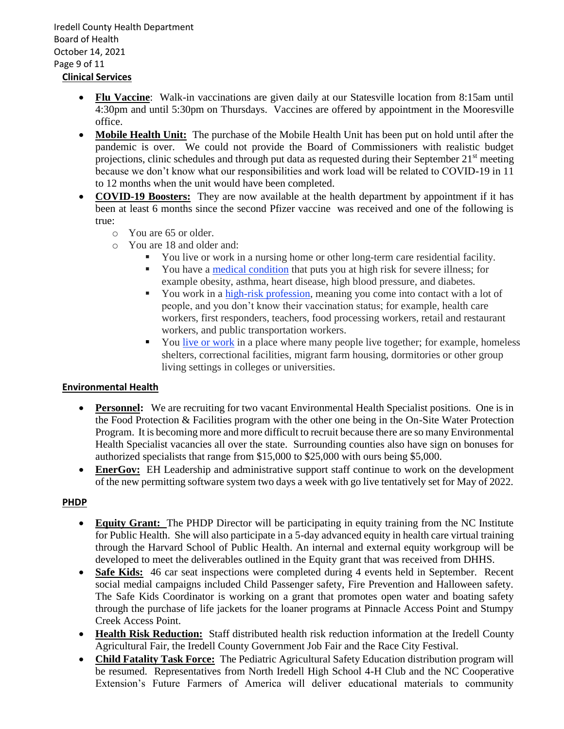## Clinical Services

- **Flu Vaccine**: Walk-in vaccinations are given daily at our Statesville location from 8:15am until 4:30pm and until 5:30pm on Thursdays. Vaccines are offered by appointment in the Mooresville office.
- **Mobile Health Unit:** The purchase of the Mobile Health Unit has been put on hold until after the pandemic is over. We could not provide the Board of Commissioners with realistic budget projections, clinic schedules and through put data as requested during their September 21st meeting because we don't know what our responsibilities and work load will be related to COVID-19 in 11 to 12 months when the unit would have been completed.
- **COVID-19 Boosters:** They are now available at the health department by appointment if it has been at least 6 months since the second Pfizer vaccine was received and one of the following is true:
  - You are 65 or older.
  - You are 18 and older and:
    - You live or work in a nursing home or other long-term care residential facility.
    - You have a medical condition that puts you at high risk for severe illness; for example obesity, asthma, heart disease, high blood pressure, and diabetes.
    - You work in a high-risk profession, meaning you come into contact with a lot of people, and you don't know their vaccination status; for example, health care workers, first responders, teachers, food processing workers, retail and restaurant workers, and public transportation workers.
    - You live or work in a place where many people live together; for example, homeless shelters, correctional facilities, migrant farm housing, dormitories or other group living settings in colleges or universities.

## Environmental Health

- **Personnel:** We are recruiting for two vacant Environmental Health Specialist positions. One is in the Food Protection & Facilities program with the other one being in the On-Site Water Protection Program. It is becoming more and more difficult to recruit because there are so many Environmental Health Specialist vacancies all over the state. Surrounding counties also have sign on bonuses for authorized specialists that range from $15,000 to $25,000 with ours being $5,000.
- **EnerGov:** EH Leadership and administrative support staff continue to work on the development of the new permitting software system two days a week with go live tentatively set for May of 2022.

## PHDP

- **Equity Grant:** The PHDP Director will be participating in equity training from the NC Institute for Public Health. She will also participate in a 5-day advanced equity in health care virtual training through the Harvard School of Public Health. An internal and external equity workgroup will be developed to meet the deliverables outlined in the Equity grant that was received from DHHS.
- **Safe Kids:** 46 car seat inspections were completed during 4 events held in September. Recent social medial campaigns included Child Passenger safety, Fire Prevention and Halloween safety. The Safe Kids Coordinator is working on a grant that promotes open water and boating safety through the purchase of life jackets for the loaner programs at Pinnacle Access Point and Stumpy Creek Access Point.
- **Health Risk Reduction:** Staff distributed health risk reduction information at the Iredell County Agricultural Fair, the Iredell County Government Job Fair and the Race City Festival.
- **Child Fatality Task Force:** The Pediatric Agricultural Safety Education distribution program will be resumed. Representatives from North Iredell High School 4-H Club and the NC Cooperative Extension's Future Farmers of America will deliver educational materials to community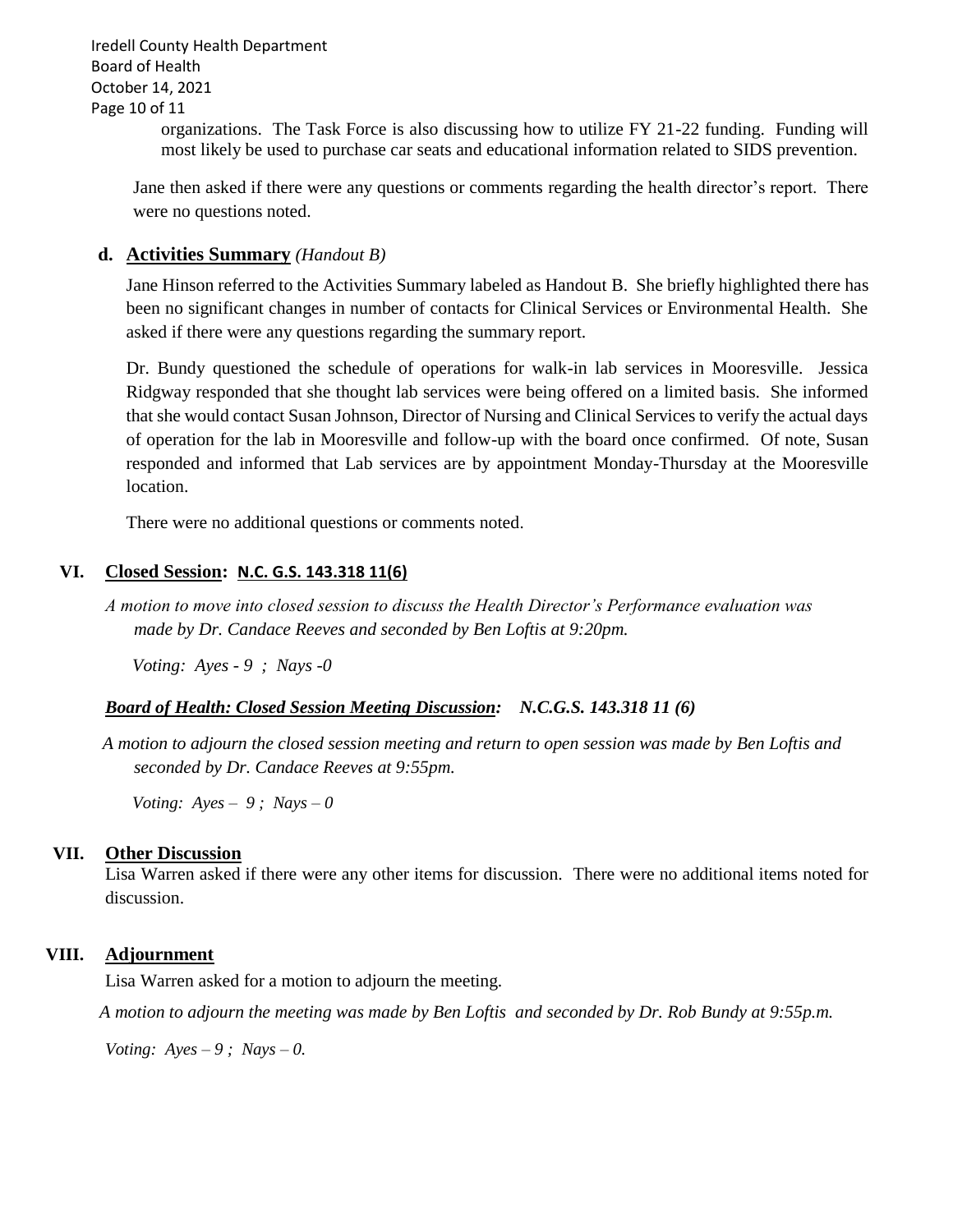organizations. The Task Force is also discussing how to utilize FY 21-22 funding. Funding will most likely be used to purchase car seats and educational information related to SIDS prevention.

Jane then asked if there were any questions or comments regarding the health director's report. There were no questions noted.

### d. Activities Summary *(Handout B)*

Jane Hinson referred to the Activities Summary labeled as Handout B. She briefly highlighted there has been no significant changes in number of contacts for Clinical Services or Environmental Health. She asked if there were any questions regarding the summary report.

Dr. Bundy questioned the schedule of operations for walk-in lab services in Mooresville. Jessica Ridgway responded that she thought lab services were being offered on a limited basis. She informed that she would contact Susan Johnson, Director of Nursing and Clinical Services to verify the actual days of operation for the lab in Mooresville and follow-up with the board once confirmed. Of note, Susan responded and informed that Lab services are by appointment Monday-Thursday at the Mooresville location.

There were no additional questions or comments noted.

## VI. Closed Session: N.C. G.S. 143.318 11(6)

*A motion to move into closed session to discuss the Health Director's Performance evaluation was made by Dr. Candace Reeves and seconded by Ben Loftis at 9:20pm.*

*Voting: Ayes - 9 ; Nays -0*

***Board of Health: Closed Session Meeting Discussion: N.C.G.S. 143.318 11 (6)***

*A motion to adjourn the closed session meeting and return to open session was made by Ben Loftis and seconded by Dr. Candace Reeves at 9:55pm.*

*Voting: Ayes – 9 ; Nays – 0*

## VII. Other Discussion

Lisa Warren asked if there were any other items for discussion. There were no additional items noted for discussion.

## VIII. Adjournment

Lisa Warren asked for a motion to adjourn the meeting.

*A motion to adjourn the meeting was made by Ben Loftis and seconded by Dr. Rob Bundy at 9:55p.m.*

*Voting: Ayes – 9 ; Nays – 0.*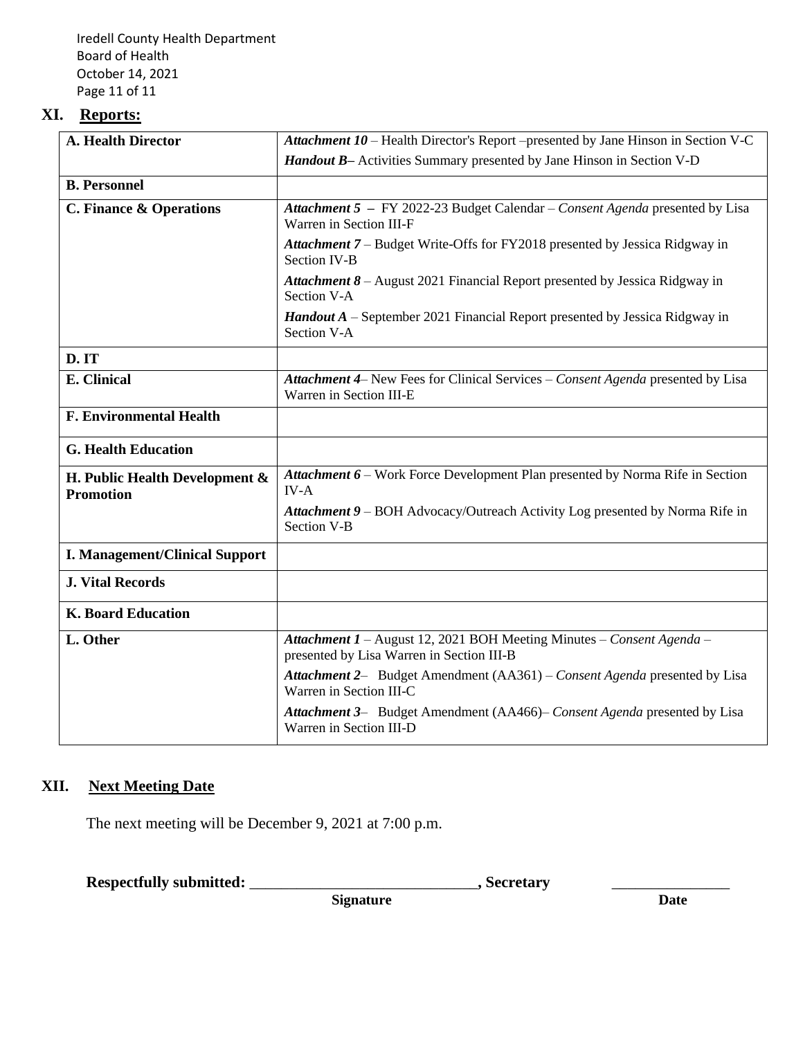## XI. Reports:

| | |
|---|---|
| **A. Health Director** | ***Attachment 10*** – Health Director's Report –presented by Jane Hinson in Section V-C<br>***Handout B*** – Activities Summary presented by Jane Hinson in Section V-D |
| **B. Personnel** | |
| **C. Finance & Operations** | ***Attachment 5*** – FY 2022-23 Budget Calendar – *Consent Agenda* presented by Lisa Warren in Section III-F<br>***Attachment 7*** – Budget Write-Offs for FY2018 presented by Jessica Ridgway in Section IV-B<br>***Attachment 8*** – August 2021 Financial Report presented by Jessica Ridgway in Section V-A<br>***Handout A*** – September 2021 Financial Report presented by Jessica Ridgway in Section V-A |
| **D. IT** | |
| **E. Clinical** | ***Attachment 4*** – New Fees for Clinical Services – *Consent Agenda* presented by Lisa Warren in Section III-E |
| **F. Environmental Health** | |
| **G. Health Education** | |
| **H. Public Health Development & Promotion** | ***Attachment 6*** – Work Force Development Plan presented by Norma Rife in Section IV-A<br>***Attachment 9*** – BOH Advocacy/Outreach Activity Log presented by Norma Rife in Section V-B |
| **I. Management/Clinical Support** | |
| **J. Vital Records** | |
| **K. Board Education** | |
| **L. Other** | ***Attachment 1*** – August 12, 2021 BOH Meeting Minutes – *Consent Agenda* – presented by Lisa Warren in Section III-B<br>***Attachment 2*** – Budget Amendment (AA361) – *Consent Agenda* presented by Lisa Warren in Section III-C<br>***Attachment 3*** – Budget Amendment (AA466)– *Consent Agenda* presented by Lisa Warren in Section III-D |

## XII. Next Meeting Date

The next meeting will be December 9, 2021 at 7:00 p.m.

**Respectfully submitted:** ______________________________, **Secretary** ________________

**Signature** **Date**